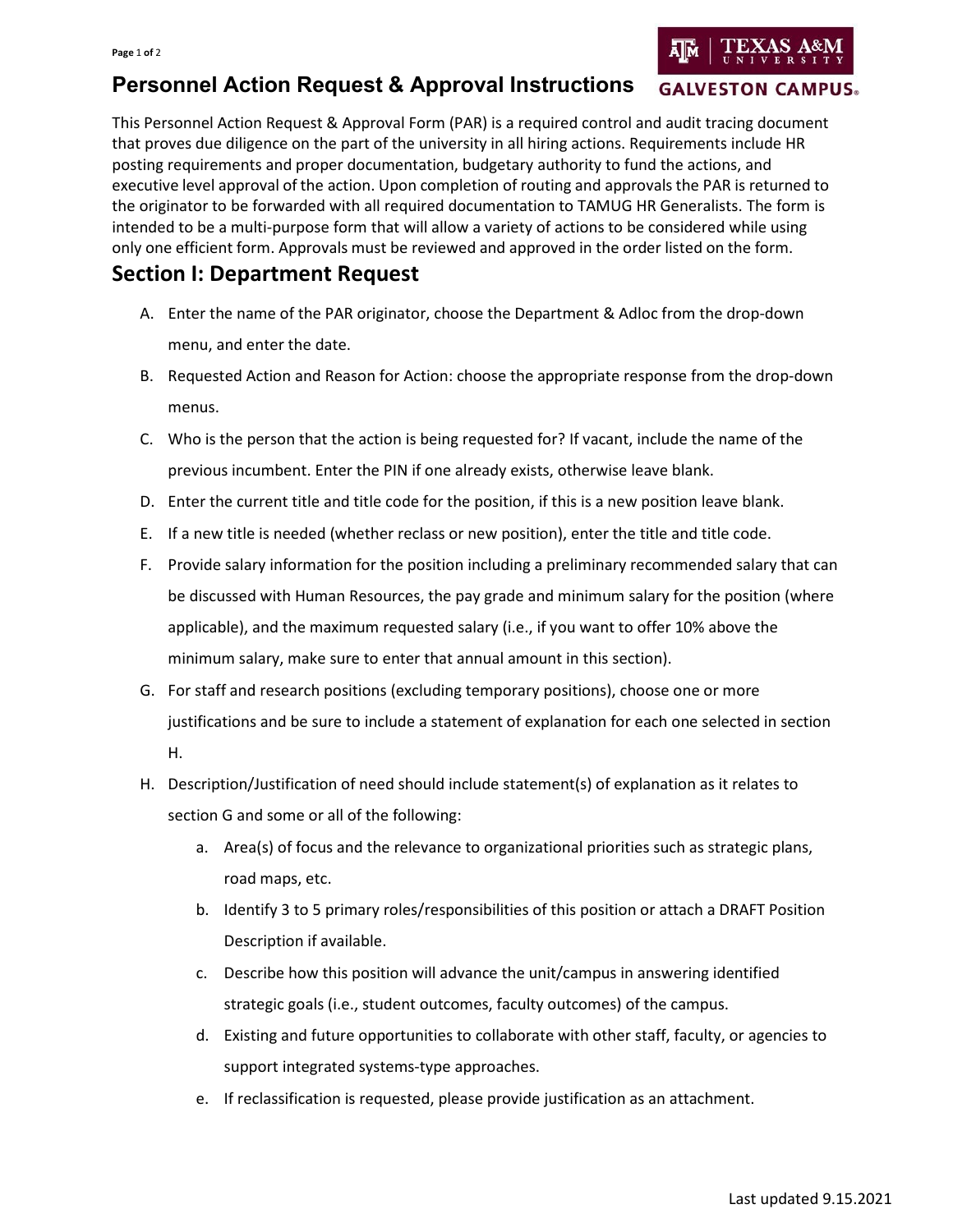# Personnel Action Request & Approval Instructions

This Personnel Action Request & Approval Form (PAR) is a required control and audit tracing document that proves due diligence on the part of the university in all hiring actions. Requirements include HR posting requirements and proper documentation, budgetary authority to fund the actions, and executive level approval of the action. Upon completion of routing and approvals the PAR is returned to the originator to be forwarded with all required documentation to TAMUG HR Generalists. The form is intended to be a multi-purpose form that will allow a variety of actions to be considered while using only one efficient form. Approvals must be reviewed and approved in the order listed on the form.

## Section I: Department Request

A. Enter the name of the PAR originator, choose the Department & Adloc from the drop-down menu, and enter the date.

B. Requested Action and Reason for Action: choose the appropriate response from the drop-down menus.

C. Who is the person that the action is being requested for? If vacant, include the name of the previous incumbent. Enter the PIN if one already exists, otherwise leave blank.

D. Enter the current title and title code for the position, if this is a new position leave blank.

E. If a new title is needed (whether reclass or new position), enter the title and title code.

F. Provide salary information for the position including a preliminary recommended salary that can be discussed with Human Resources, the pay grade and minimum salary for the position (where applicable), and the maximum requested salary (i.e., if you want to offer 10% above the minimum salary, make sure to enter that annual amount in this section).

G. For staff and research positions (excluding temporary positions), choose one or more justifications and be sure to include a statement of explanation for each one selected in section H.

H. Description/Justification of need should include statement(s) of explanation as it relates to section G and some or all of the following:

   a. Area(s) of focus and the relevance to organizational priorities such as strategic plans, road maps, etc.

   b. Identify 3 to 5 primary roles/responsibilities of this position or attach a DRAFT Position Description if available.

   c. Describe how this position will advance the unit/campus in answering identified strategic goals (i.e., student outcomes, faculty outcomes) of the campus.

   d. Existing and future opportunities to collaborate with other staff, faculty, or agencies to support integrated systems-type approaches.

   e. If reclassification is requested, please provide justification as an attachment.

Last updated 9.15.2021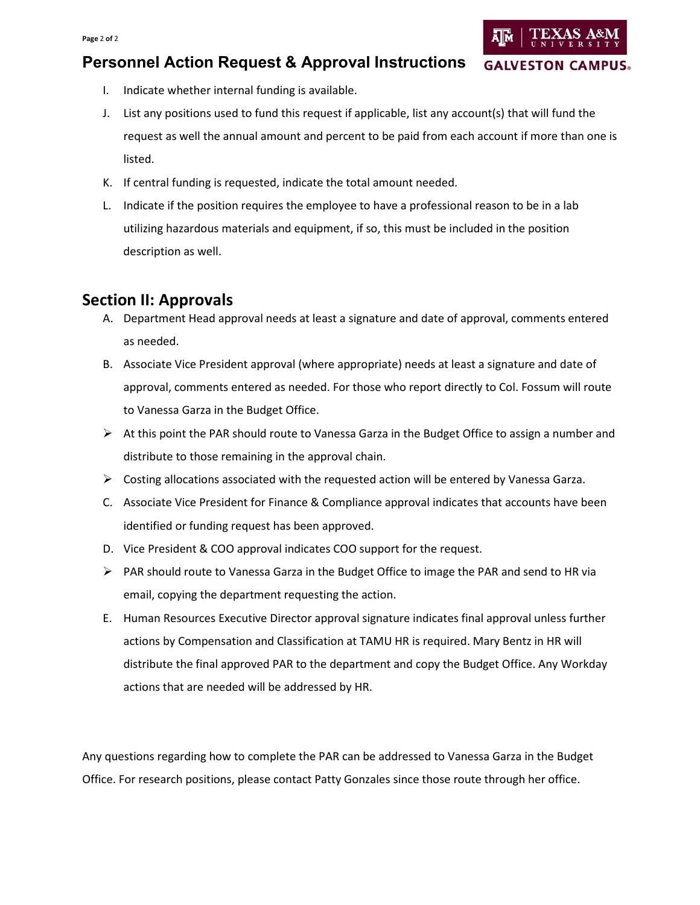I. Indicate whether internal funding is available.

J. List any positions used to fund this request if applicable, list any account(s) that will fund the request as well the annual amount and percent to be paid from each account if more than one is listed.

K. If central funding is requested, indicate the total amount needed.

L. Indicate if the position requires the employee to have a professional reason to be in a lab utilizing hazardous materials and equipment, if so, this must be included in the position description as well.

## Section II: Approvals

A. Department Head approval needs at least a signature and date of approval, comments entered as needed.

B. Associate Vice President approval (where appropriate) needs at least a signature and date of approval, comments entered as needed. For those who report directly to Col. Fossum will route to Vanessa Garza in the Budget Office.

- At this point the PAR should route to Vanessa Garza in the Budget Office to assign a number and distribute to those remaining in the approval chain.
- Costing allocations associated with the requested action will be entered by Vanessa Garza.

C. Associate Vice President for Finance & Compliance approval indicates that accounts have been identified or funding request has been approved.

D. Vice President & COO approval indicates COO support for the request.

- PAR should route to Vanessa Garza in the Budget Office to image the PAR and send to HR via email, copying the department requesting the action.

E. Human Resources Executive Director approval signature indicates final approval unless further actions by Compensation and Classification at TAMU HR is required. Mary Bentz in HR will distribute the final approved PAR to the department and copy the Budget Office. Any Workday actions that are needed will be addressed by HR.

Any questions regarding how to complete the PAR can be addressed to Vanessa Garza in the Budget Office. For research positions, please contact Patty Gonzales since those route through her office.